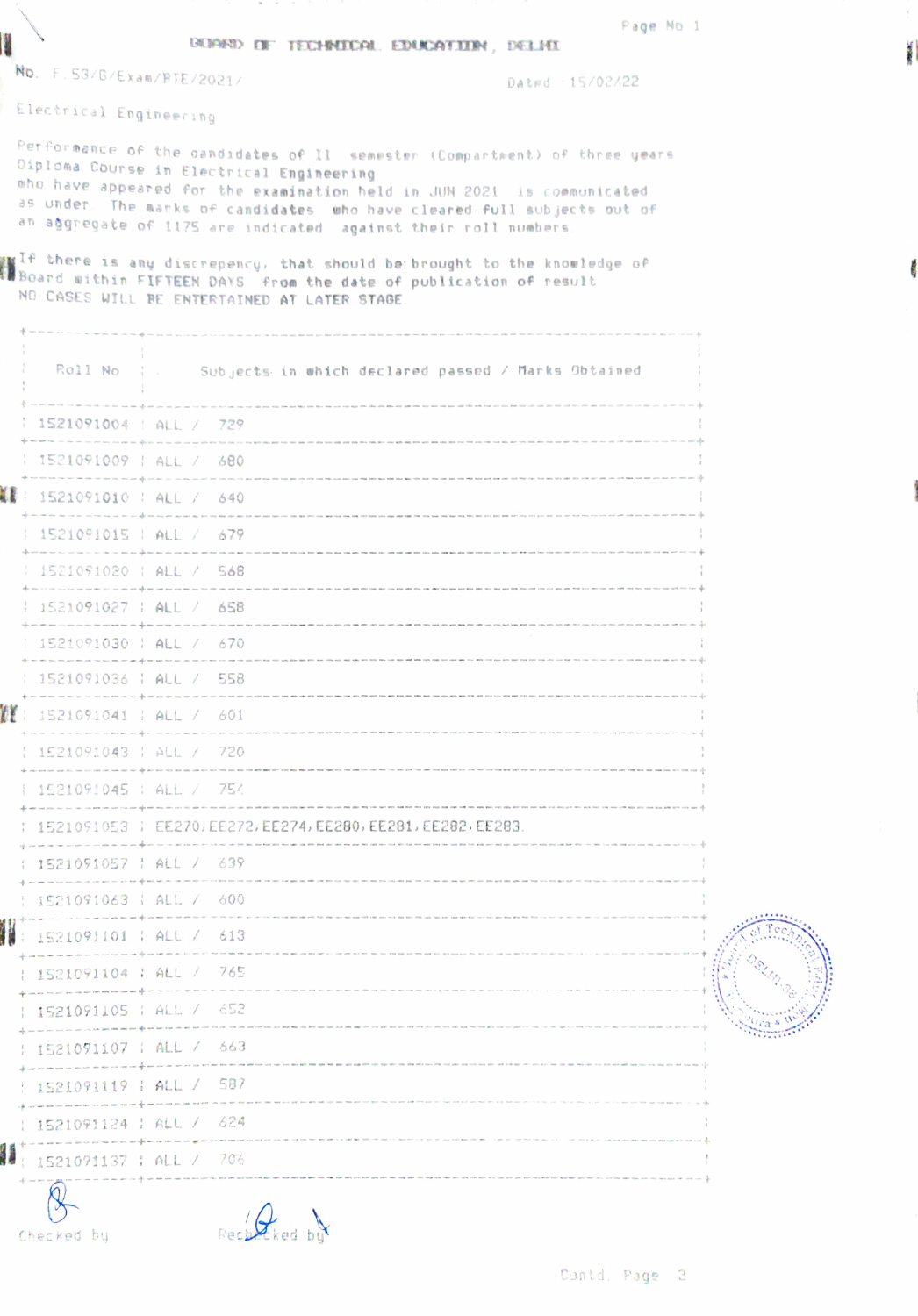# BOARD OF TECHNICAL EDUCATION, DELHI

No. F.53/G/Exam/BTE/2021/ Dated 15/02/22

Electrical Engineering

Performance of the candidates of II semester (Compartment) of three years Diploma Course in Electrical Engineering who have appeared for the examination held in JUN 2021 is communicated as under. The marks of candidates who have cleared full subjects out of an aggregate of 1175 are indicated against their roll numbers.

If there is any discrepency, that should be brought to the knowledge of Board within FIFTEEN DAYS from the date of publication of result. NO CASES WILL BE ENTERTAINED AT LATER STAGE.

| Roll No | Subjects in which declared passed / Marks Obtained |
|---|---|
| 1521091004 | ALL / 729 |
| 1521091009 | ALL / 680 |
| 1521091010 | ALL / 640 |
| 1521091015 | ALL / 679 |
| 1521091020 | ALL / 568 |
| 1521091027 | ALL / 658 |
| 1521091030 | ALL / 670 |
| 1521091036 | ALL / 558 |
| 1521091041 | ALL / 601 |
| 1521091043 | ALL / 720 |
| 1521091045 | ALL / 754 |
| 1521091053 | EE270, EE272, EE274, EE280, EE281, EE282, EE283 |
| 1521091057 | ALL / 639 |
| 1521091063 | ALL / 600 |
| 1521091101 | ALL / 613 |
| 1521091104 | ALL / 765 |
| 1521091105 | ALL / 652 |
| 1521091107 | ALL / 663 |
| 1521091119 | ALL / 587 |
| 1521091124 | ALL / 624 |
| 1521091137 | ALL / 706 |

Checked by Rechecked by

Contd. Page 2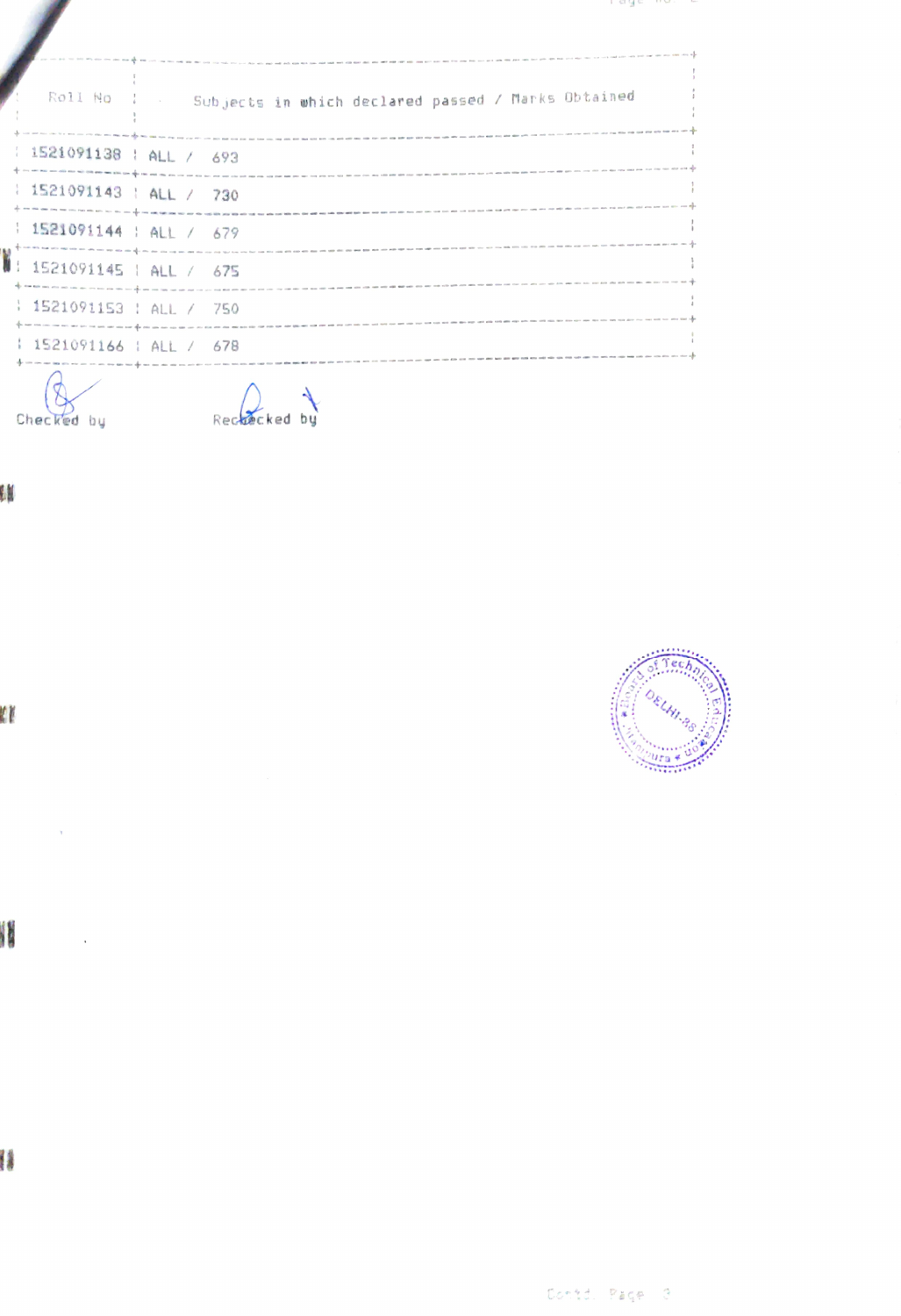| Roll No | Subjects in which declared passed / Marks Obtained |
|---|---|
| 1521091138 | ALL / 693 |
| 1521091143 | ALL / 730 |
| 1521091144 | ALL / 679 |
| 1521091145 | ALL / 675 |
| 1521091153 | ALL / 750 |
| 1521091166 | ALL / 678 |

Checked by                    Rechecked by

Contd. Page 3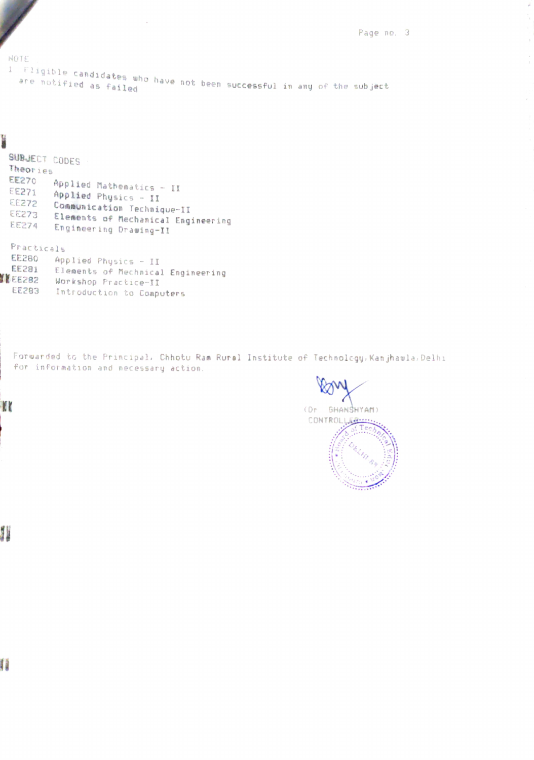NOTE

1. Eligible candidates who have not been successful in any of the subject are notified as failed

SUBJECT CODES

Theories

| | |
|---|---|
| EE270 | Applied Mathematics - II |
| EE271 | Applied Physics - II |
| EE272 | Communication Technique-II |
| EE273 | Elements of Mechanical Engineering |
| EE274 | Engineering Drawing-II |

Practicals

| | |
|---|---|
| EE280 | Applied Physics - II |
| EE281 | Elements of Mechnical Engineering |
| EE282 | Workshop Practice-II |
| EE283 | Introduction to Computers |

Forwarded to the Principal, Chhotu Ram Rural Institute of Technolcgy, Kanjhawla, Delhi for information and necessary action.

(Dr GHANSHYAM)
CONTROLLER

Board of Technical Education, Delhi